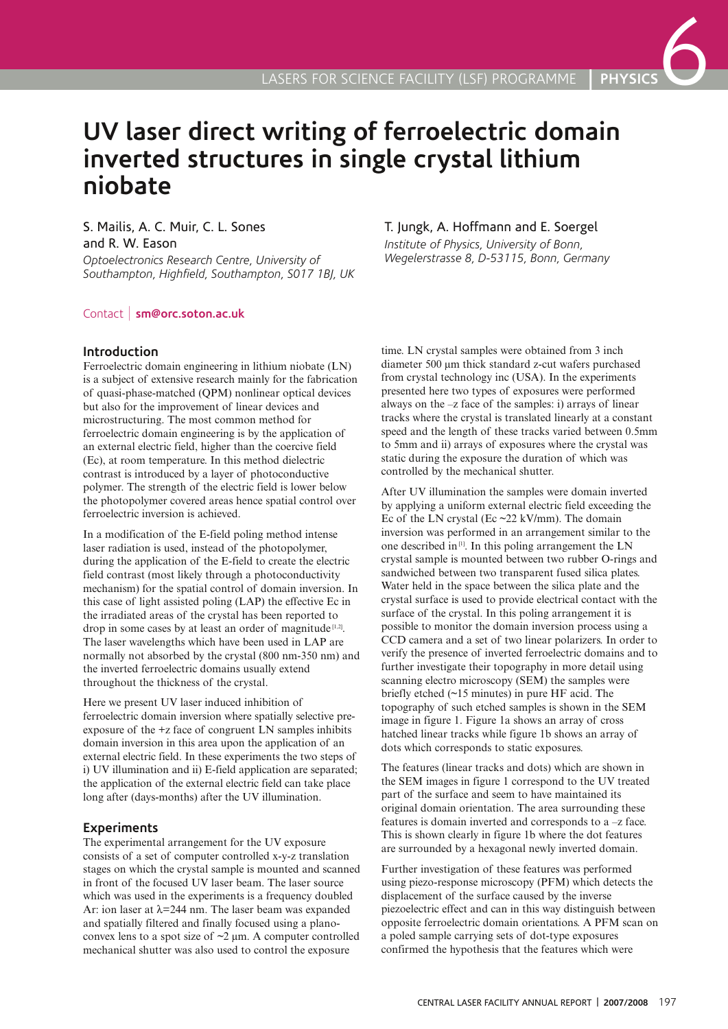# UV laser direct writing of ferroelectric domain inverted structures in single crystal lithium niobate

S. Mailis, A. C. Muir, C. L. Sones and R. W. Eason

*Optoelectronics Research Centre, University of Southampton, Highfield, Southampton, S017 1BJ, UK*

T. Jungk, A. Hoffmann and E. Soergel

*Institute of Physics, University of Bonn, Wegelerstrasse 8, D-53115, Bonn, Germany*

Contact | **sm@orc.soton.ac.uk**

## Introduction

Ferroelectric domain engineering in lithium niobate (LN) is a subject of extensive research mainly for the fabrication of quasi-phase-matched (QPM) nonlinear optical devices but also for the improvement of linear devices and microstructuring. The most common method for ferroelectric domain engineering is by the application of an external electric field, higher than the coercive field (Ec), at room temperature. In this method dielectric contrast is introduced by a layer of photoconductive polymer. The strength of the electric field is lower below the photopolymer covered areas hence spatial control over ferroelectric inversion is achieved.

In a modification of the E-field poling method intense laser radiation is used, instead of the photopolymer, during the application of the E-field to create the electric field contrast (most likely through a photoconductivity mechanism) for the spatial control of domain inversion. In this case of light assisted poling (LAP) the effective Ec in the irradiated areas of the crystal has been reported to drop in some cases by at least an order of magnitude[1,2]. The laser wavelengths which have been used in LAP are normally not absorbed by the crystal (800 nm-350 nm) and the inverted ferroelectric domains usually extend throughout the thickness of the crystal.

Here we present UV laser induced inhibition of ferroelectric domain inversion where spatially selective pre-exposure of the +z face of congruent LN samples inhibits domain inversion in this area upon the application of an external electric field. In these experiments the two steps of i) UV illumination and ii) E-field application are separated; the application of the external electric field can take place long after (days-months) after the UV illumination.

## Experiments

The experimental arrangement for the UV exposure consists of a set of computer controlled x-y-z translation stages on which the crystal sample is mounted and scanned in front of the focused UV laser beam. The laser source which was used in the experiments is a frequency doubled Ar: ion laser at $\lambda$=244 nm. The laser beam was expanded and spatially filtered and finally focused using a plano-convex lens to a spot size of ~2 µm. A computer controlled mechanical shutter was also used to control the exposure time. LN crystal samples were obtained from 3 inch diameter 500 µm thick standard z-cut wafers purchased from crystal technology inc (USA). In the experiments presented here two types of exposures were performed always on the –z face of the samples: i) arrays of linear tracks where the crystal is translated linearly at a constant speed and the length of these tracks varied between 0.5mm to 5mm and ii) arrays of exposures where the crystal was static during the exposure the duration of which was controlled by the mechanical shutter.

After UV illumination the samples were domain inverted by applying a uniform external electric field exceeding the Ec of the LN crystal (Ec ~22 kV/mm). The domain inversion was performed in an arrangement similar to the one described in[1]. In this poling arrangement the LN crystal sample is mounted between two rubber O-rings and sandwiched between two transparent fused silica plates. Water held in the space between the silica plate and the crystal surface is used to provide electrical contact with the surface of the crystal. In this poling arrangement it is possible to monitor the domain inversion process using a CCD camera and a set of two linear polarizers. In order to verify the presence of inverted ferroelectric domains and to further investigate their topography in more detail using scanning electro microscopy (SEM) the samples were briefly etched (~15 minutes) in pure HF acid. The topography of such etched samples is shown in the SEM image in figure 1. Figure 1a shows an array of cross hatched linear tracks while figure 1b shows an array of dots which corresponds to static exposures.

The features (linear tracks and dots) which are shown in the SEM images in figure 1 correspond to the UV treated part of the surface and seem to have maintained its original domain orientation. The area surrounding these features is domain inverted and corresponds to a –z face. This is shown clearly in figure 1b where the dot features are surrounded by a hexagonal newly inverted domain.

Further investigation of these features was performed using piezo-response microscopy (PFM) which detects the displacement of the surface caused by the inverse piezoelectric effect and can in this way distinguish between opposite ferroelectric domain orientations. A PFM scan on a poled sample carrying sets of dot-type exposures confirmed the hypothesis that the features which were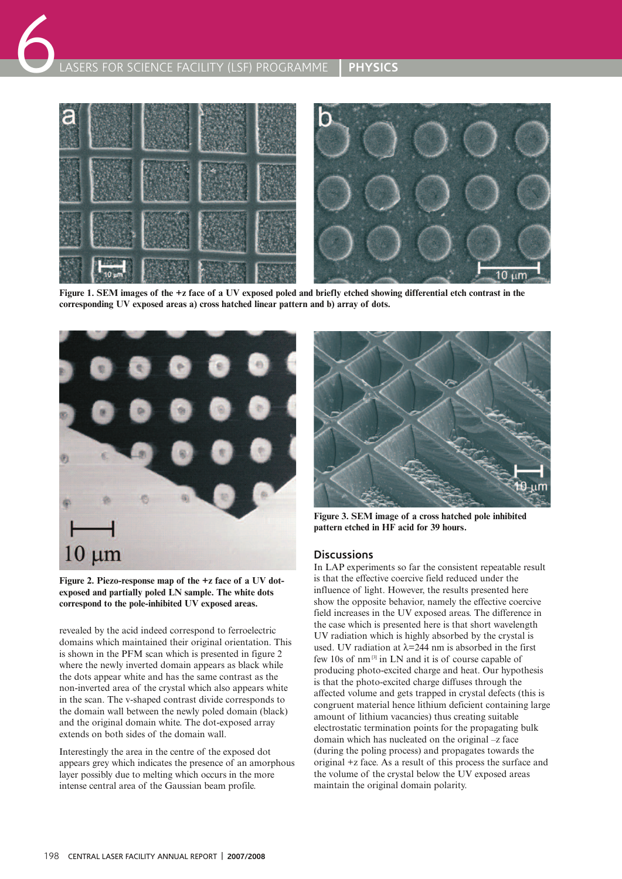Figure 1. SEM images of the +z face of a UV exposed poled and briefly etched showing differential etch contrast in the corresponding UV exposed areas a) cross hatched linear pattern and b) array of dots.

Figure 2. Piezo-response map of the +z face of a UV dot-exposed and partially poled LN sample. The white dots correspond to the pole-inhibited UV exposed areas.

revealed by the acid indeed correspond to ferroelectric domains which maintained their original orientation. This is shown in the PFM scan which is presented in figure 2 where the newly inverted domain appears as black while the dots appear white and has the same contrast as the non-inverted area of the crystal which also appears white in the scan. The v-shaped contrast divide corresponds to the domain wall between the newly poled domain (black) and the original domain white. The dot-exposed array extends on both sides of the domain wall.

Interestingly the area in the centre of the exposed dot appears grey which indicates the presence of an amorphous layer possibly due to melting which occurs in the more intense central area of the Gaussian beam profile.

Figure 3. SEM image of a cross hatched pole inhibited pattern etched in HF acid for 39 hours.

## Discussions

In LAP experiments so far the consistent repeatable result is that the effective coercive field reduced under the influence of light. However, the results presented here show the opposite behavior, namely the effective coercive field increases in the UV exposed areas. The difference in the case which is presented here is that short wavelength UV radiation which is highly absorbed by the crystal is used. UV radiation at $\lambda$=244 nm is absorbed in the first few 10s of nm[3] in LN and it is of course capable of producing photo-excited charge and heat. Our hypothesis is that the photo-excited charge diffuses through the affected volume and gets trapped in crystal defects (this is congruent material hence lithium deficient containing large amount of lithium vacancies) thus creating suitable electrostatic termination points for the propagating bulk domain which has nucleated on the original –z face (during the poling process) and propagates towards the original +z face. As a result of this process the surface and the volume of the crystal below the UV exposed areas maintain the original domain polarity.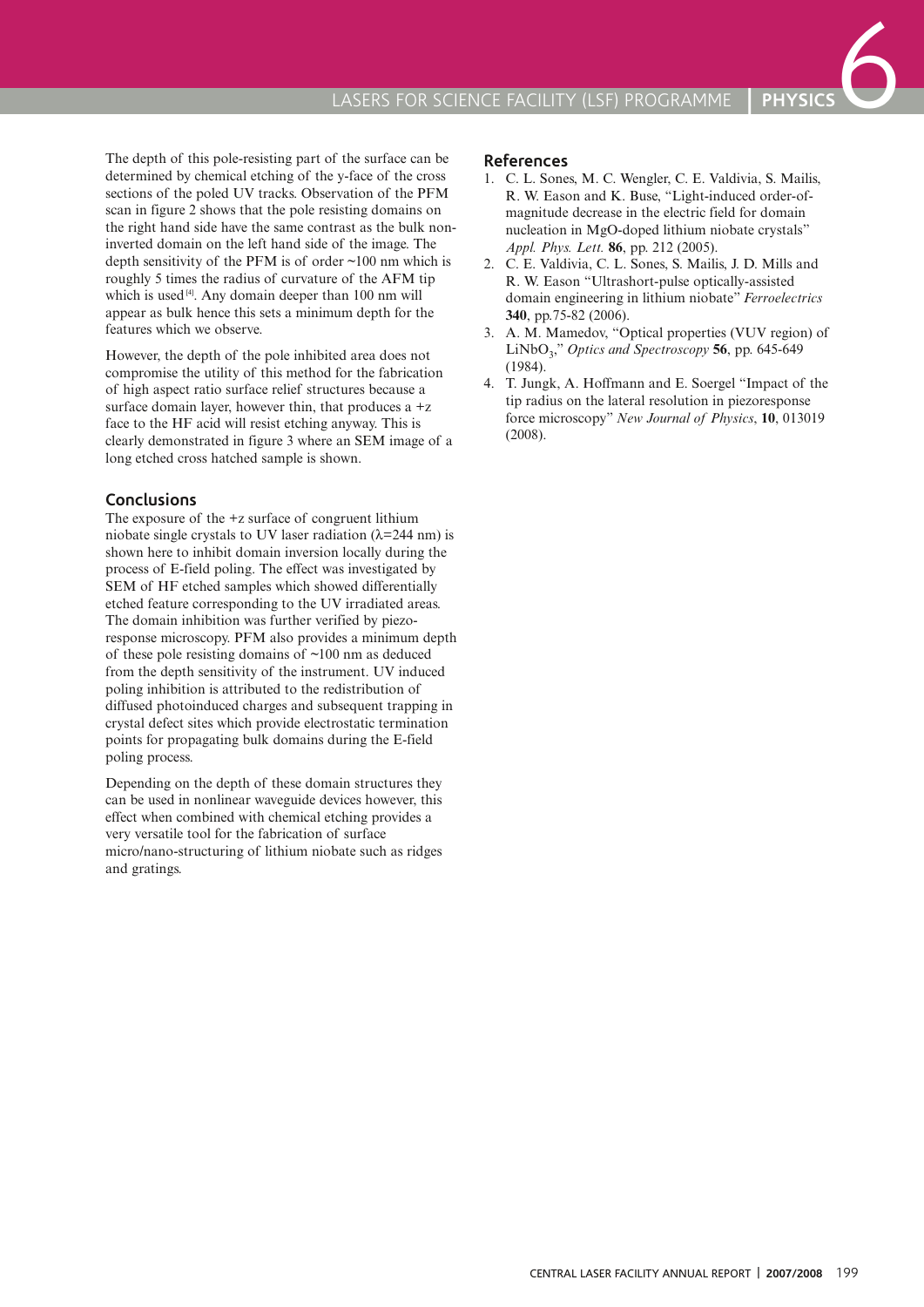The depth of this pole-resisting part of the surface can be determined by chemical etching of the y-face of the cross sections of the poled UV tracks. Observation of the PFM scan in figure 2 shows that the pole resisting domains on the right hand side have the same contrast as the bulk non-inverted domain on the left hand side of the image. The depth sensitivity of the PFM is of order ~100 nm which is roughly 5 times the radius of curvature of the AFM tip which is used[4]. Any domain deeper than 100 nm will appear as bulk hence this sets a minimum depth for the features which we observe.

However, the depth of the pole inhibited area does not compromise the utility of this method for the fabrication of high aspect ratio surface relief structures because a surface domain layer, however thin, that produces a +z face to the HF acid will resist etching anyway. This is clearly demonstrated in figure 3 where an SEM image of a long etched cross hatched sample is shown.

## Conclusions

The exposure of the +z surface of congruent lithium niobate single crystals to UV laser radiation (λ=244 nm) is shown here to inhibit domain inversion locally during the process of E-field poling. The effect was investigated by SEM of HF etched samples which showed differentially etched feature corresponding to the UV irradiated areas. The domain inhibition was further verified by piezo-response microscopy. PFM also provides a minimum depth of these pole resisting domains of ~100 nm as deduced from the depth sensitivity of the instrument. UV induced poling inhibition is attributed to the redistribution of diffused photoinduced charges and subsequent trapping in crystal defect sites which provide electrostatic termination points for propagating bulk domains during the E-field poling process.

Depending on the depth of these domain structures they can be used in nonlinear waveguide devices however, this effect when combined with chemical etching provides a very versatile tool for the fabrication of surface micro/nano-structuring of lithium niobate such as ridges and gratings.

## References

1. C. L. Sones, M. C. Wengler, C. E. Valdivia, S. Mailis, R. W. Eason and K. Buse, "Light-induced order-of-magnitude decrease in the electric field for domain nucleation in MgO-doped lithium niobate crystals" *Appl. Phys. Lett.* **86**, pp. 212 (2005).
2. C. E. Valdivia, C. L. Sones, S. Mailis, J. D. Mills and R. W. Eason "Ultrashort-pulse optically-assisted domain engineering in lithium niobate" *Ferroelectrics* **340**, pp.75-82 (2006).
3. A. M. Mamedov, "Optical properties (VUV region) of $LiNbO_3$," *Optics and Spectroscopy* **56**, pp. 645-649 (1984).
4. T. Jungk, A. Hoffmann and E. Soergel "Impact of the tip radius on the lateral resolution in piezoresponse force microscopy" *New Journal of Physics*, **10**, 013019 (2008).